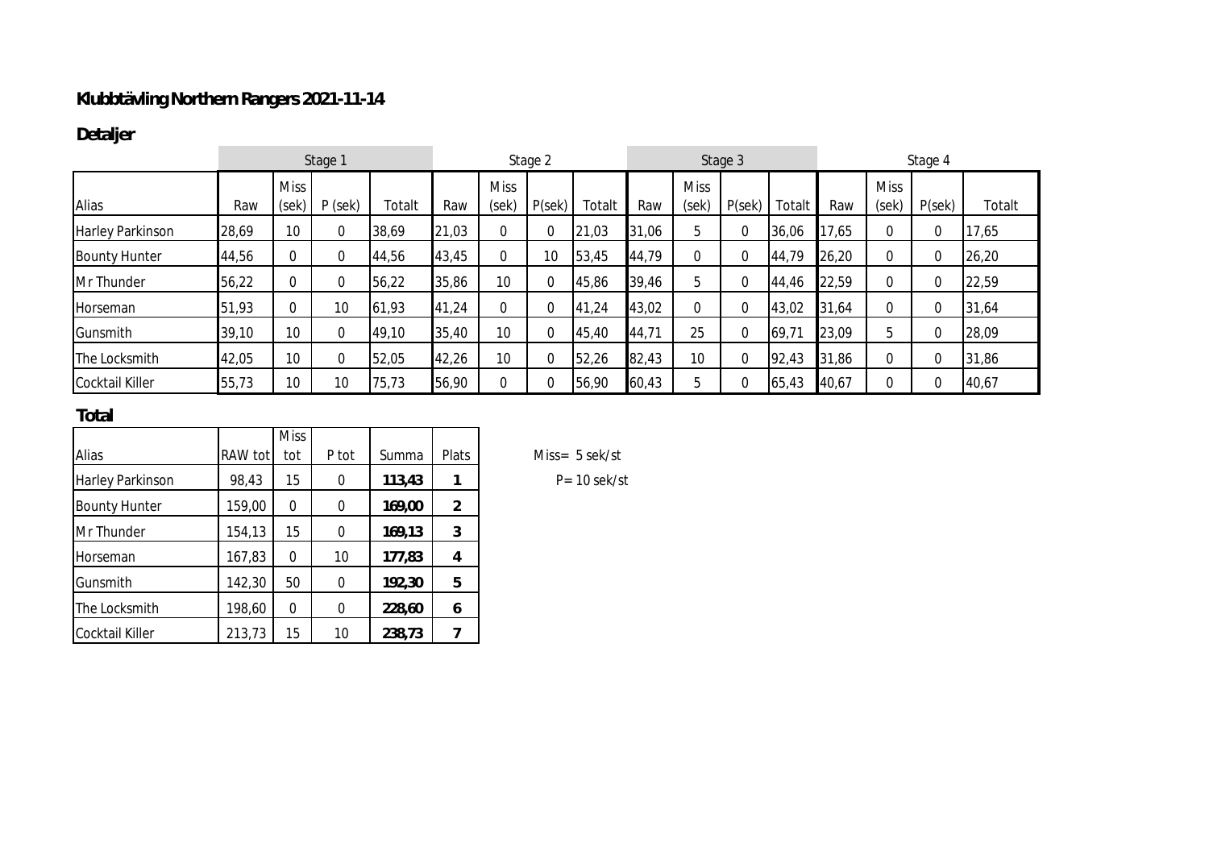# Klubbtävling Northern Rangers 2021-11-14

## Detaljer

| | Stage 1 | | | | Stage 2 | | | | Stage 3 | | | | Stage 4 | | | |
|---|---|---|---|---|---|---|---|---|---|---|---|---|---|---|---|---|
| Alias | Raw | Miss (sek) | P (sek) | Totalt | Raw | Miss (sek) | P(sek) | Totalt | Raw | Miss (sek) | P(sek) | Totalt | Raw | Miss (sek) | P(sek) | Totalt |
| Harley Parkinson | 28,69 | 10 | 0 | 38,69 | 21,03 | 0 | 0 | 21,03 | 31,06 | 5 | 0 | 36,06 | 17,65 | 0 | 0 | 17,65 |
| Bounty Hunter | 44,56 | 0 | 0 | 44,56 | 43,45 | 0 | 10 | 53,45 | 44,79 | 0 | 0 | 44,79 | 26,20 | 0 | 0 | 26,20 |
| Mr Thunder | 56,22 | 0 | 0 | 56,22 | 35,86 | 10 | 0 | 45,86 | 39,46 | 5 | 0 | 44,46 | 22,59 | 0 | 0 | 22,59 |
| Horseman | 51,93 | 0 | 10 | 61,93 | 41,24 | 0 | 0 | 41,24 | 43,02 | 0 | 0 | 43,02 | 31,64 | 0 | 0 | 31,64 |
| Gunsmith | 39,10 | 10 | 0 | 49,10 | 35,40 | 10 | 0 | 45,40 | 44,71 | 25 | 0 | 69,71 | 23,09 | 5 | 0 | 28,09 |
| The Locksmith | 42,05 | 10 | 0 | 52,05 | 42,26 | 10 | 0 | 52,26 | 82,43 | 10 | 0 | 92,43 | 31,86 | 0 | 0 | 31,86 |
| Cocktail Killer | 55,73 | 10 | 10 | 75,73 | 56,90 | 0 | 0 | 56,90 | 60,43 | 5 | 0 | 65,43 | 40,67 | 0 | 0 | 40,67 |

## Total

| Alias | RAW tot | Miss tot | P tot | Summa | Plats |
|---|---|---|---|---|---|
| Harley Parkinson | 98,43 | 15 | 0 | **113,43** | **1** |
| Bounty Hunter | 159,00 | 0 | 0 | **169,00** | **2** |
| Mr Thunder | 154,13 | 15 | 0 | **169,13** | **3** |
| Horseman | 167,83 | 0 | 10 | **177,83** | **4** |
| Gunsmith | 142,30 | 50 | 0 | **192,30** | **5** |
| The Locksmith | 198,60 | 0 | 0 | **228,60** | **6** |
| Cocktail Killer | 213,73 | 15 | 10 | **238,73** | **7** |

Miss= 5 sek/st

P= 10 sek/st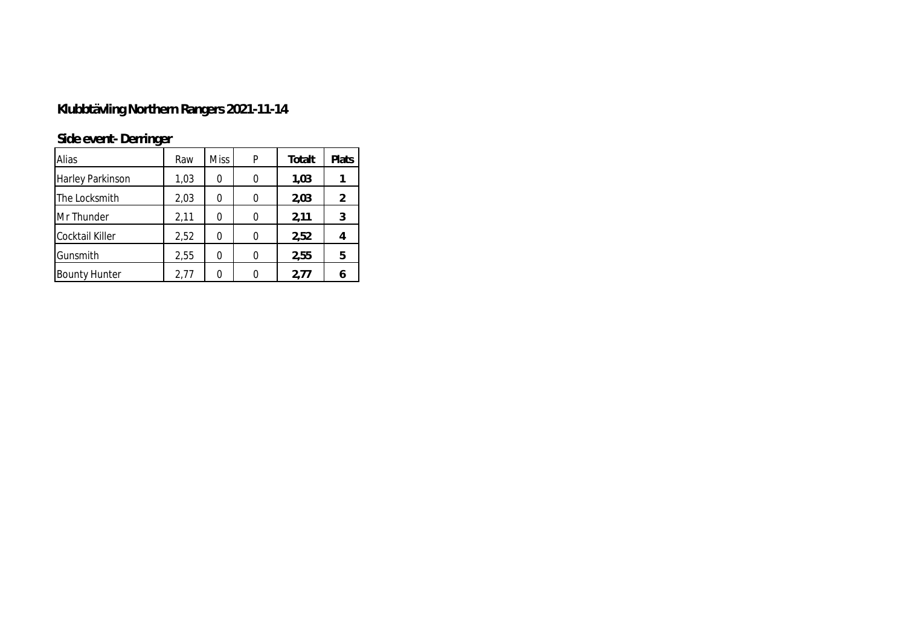## Klubbtävling Northern Rangers 2021-11-14

### Side event - Derringer

| Alias | Raw | Miss | P | **Totalt** | **Plats** |
|---|---|---|---|---|---|
| Harley Parkinson | 1,03 | 0 | 0 | **1,03** | **1** |
| The Locksmith | 2,03 | 0 | 0 | **2,03** | **2** |
| Mr Thunder | 2,11 | 0 | 0 | **2,11** | **3** |
| Cocktail Killer | 2,52 | 0 | 0 | **2,52** | **4** |
| Gunsmith | 2,55 | 0 | 0 | **2,55** | **5** |
| Bounty Hunter | 2,77 | 0 | 0 | **2,77** | **6** |